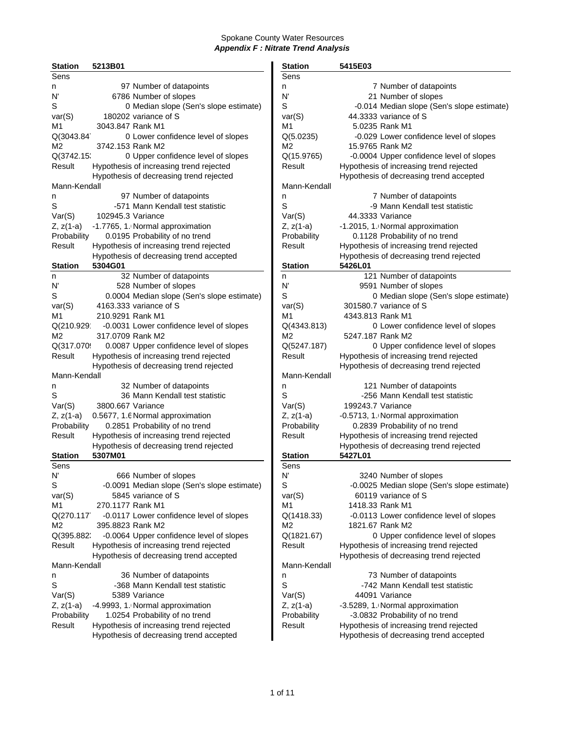Spokane County Water Resources

***Appendix F : Nitrate Trend Analysis***

| **Station** | **5213B01** | |
|---|---|---|
| Sens | | |
| n | 97 | Number of datapoints |
| N' | 6786 | Number of slopes |
| S | 0 | Median slope (Sen's slope estimate) |
| var(S) | 180202 | variance of S |
| M1 | 3043.847 | Rank M1 |
| Q(3043.84 | 0 | Lower confidence level of slopes |
| M2 | 3742.153 | Rank M2 |
| Q(3742.15 | 0 | Upper confidence level of slopes |
| Result | Hypothesis of increasing trend rejected | |
| | Hypothesis of decreasing trend rejected | |
| Mann-Kendall | | |
| n | 97 | Number of datapoints |
| S | -571 | Mann Kendall test statistic |
| Var(S) | 102945.3 | Variance |
| Z, z(1-a) | -1.7765, 1. | Normal approximation |
| Probability | 0.0195 | Probability of no trend |
| Result | Hypothesis of increasing trend rejected | |
| | Hypothesis of decreasing trend accepted | |

| **Station** | **5304G01** | |
|---|---|---|
| n | 32 | Number of datapoints |
| N' | 528 | Number of slopes |
| S | 0.0004 | Median slope (Sen's slope estimate) |
| var(S) | 4163.333 | variance of S |
| M1 | 210.9291 | Rank M1 |
| Q(210.929 | -0.0031 | Lower confidence level of slopes |
| M2 | 317.0709 | Rank M2 |
| Q(317.070 | 0.0087 | Upper confidence level of slopes |
| Result | Hypothesis of increasing trend rejected | |
| | Hypothesis of decreasing trend rejected | |
| Mann-Kendall | | |
| n | 32 | Number of datapoints |
| S | 36 | Mann Kendall test statistic |
| Var(S) | 3800.667 | Variance |
| Z, z(1-a) | 0.5677, 1.6 | Normal approximation |
| Probability | 0.2851 | Probability of no trend |
| Result | Hypothesis of increasing trend rejected | |
| | Hypothesis of decreasing trend rejected | |

| **Station** | **5307M01** | |
|---|---|---|
| Sens | | |
| N' | 666 | Number of slopes |
| S | -0.0091 | Median slope (Sen's slope estimate) |
| var(S) | 5845 | variance of S |
| M1 | 270.1177 | Rank M1 |
| Q(270.117 | -0.0117 | Lower confidence level of slopes |
| M2 | 395.8823 | Rank M2 |
| Q(395.882 | -0.0064 | Upper confidence level of slopes |
| Result | Hypothesis of increasing trend rejected | |
| | Hypothesis of decreasing trend accepted | |
| Mann-Kendall | | |
| n | 36 | Number of datapoints |
| S | -368 | Mann Kendall test statistic |
| Var(S) | 5389 | Variance |
| Z, z(1-a) | -4.9993, 1. | Normal approximation |
| Probability | 1.0254 | Probability of no trend |
| Result | Hypothesis of increasing trend rejected | |
| | Hypothesis of decreasing trend accepted | |

| **Station** | **5415E03** | |
|---|---|---|
| Sens | | |
| n | 7 | Number of datapoints |
| N' | 21 | Number of slopes |
| S | -0.014 | Median slope (Sen's slope estimate) |
| var(S) | 44.3333 | variance of S |
| M1 | 5.0235 | Rank M1 |
| Q(5.0235) | -0.029 | Lower confidence level of slopes |
| M2 | 15.9765 | Rank M2 |
| Q(15.9765) | -0.0004 | Upper confidence level of slopes |
| Result | Hypothesis of increasing trend rejected | |
| | Hypothesis of decreasing trend accepted | |
| Mann-Kendall | | |
| n | 7 | Number of datapoints |
| S | -9 | Mann Kendall test statistic |
| Var(S) | 44.3333 | Variance |
| Z, z(1-a) | -1.2015, 1. | Normal approximation |
| Probability | 0.1128 | Probability of no trend |
| Result | Hypothesis of increasing trend rejected | |
| | Hypothesis of decreasing trend rejected | |

| **Station** | **5426L01** | |
|---|---|---|
| n | 121 | Number of datapoints |
| N' | 9591 | Number of slopes |
| S | 0 | Median slope (Sen's slope estimate) |
| var(S) | 301580.7 | variance of S |
| M1 | 4343.813 | Rank M1 |
| Q(4343.813) | 0 | Lower confidence level of slopes |
| M2 | 5247.187 | Rank M2 |
| Q(5247.187) | 0 | Upper confidence level of slopes |
| Result | Hypothesis of increasing trend rejected | |
| | Hypothesis of decreasing trend rejected | |
| Mann-Kendall | | |
| n | 121 | Number of datapoints |
| S | -256 | Mann Kendall test statistic |
| Var(S) | 199243.7 | Variance |
| Z, z(1-a) | -0.5713, 1. | Normal approximation |
| Probability | 0.2839 | Probability of no trend |
| Result | Hypothesis of increasing trend rejected | |
| | Hypothesis of decreasing trend rejected | |

| **Station** | **5427L01** | |
|---|---|---|
| Sens | | |
| N' | 3240 | Number of slopes |
| S | -0.0025 | Median slope (Sen's slope estimate) |
| var(S) | 60119 | variance of S |
| M1 | 1418.33 | Rank M1 |
| Q(1418.33) | -0.0113 | Lower confidence level of slopes |
| M2 | 1821.67 | Rank M2 |
| Q(1821.67) | 0 | Upper confidence level of slopes |
| Result | Hypothesis of increasing trend rejected | |
| | Hypothesis of decreasing trend rejected | |
| Mann-Kendall | | |
| n | 73 | Number of datapoints |
| S | -742 | Mann Kendall test statistic |
| Var(S) | 44091 | Variance |
| Z, z(1-a) | -3.5289, 1. | Normal approximation |
| Probability | -3.0832 | Probability of no trend |
| Result | Hypothesis of increasing trend rejected | |
| | Hypothesis of decreasing trend accepted | |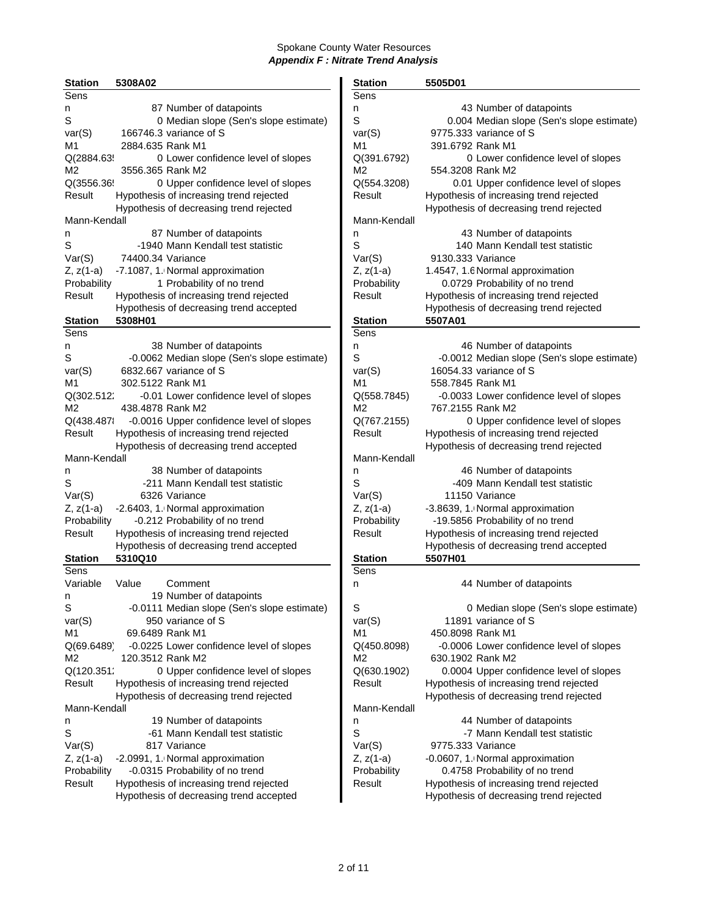## Spokane County Water Resources

### *Appendix F : Nitrate Trend Analysis*

**Station 5308A02**

| Sens | | |
|---|---|---|
| n | 87 | Number of datapoints |
| S | 0 | Median slope (Sen's slope estimate) |
| var(S) | 166746.3 | variance of S |
| M1 | 2884.635 | Rank M1 |
| Q(2884.63! | 0 | Lower confidence level of slopes |
| M2 | 3556.365 | Rank M2 |
| Q(3556.36! | 0 | Upper confidence level of slopes |
| Result | Hypothesis of increasing trend rejected | |
| | Hypothesis of decreasing trend rejected | |
| **Mann-Kendall** | | |
| n | 87 | Number of datapoints |
| S | -1940 | Mann Kendall test statistic |
| Var(S) | 74400.34 | Variance |
| Z, z(1-a) | -7.1087, 1. | Normal approximation |
| Probability | 1 | Probability of no trend |
| Result | Hypothesis of increasing trend rejected | |
| | Hypothesis of decreasing trend accepted | |

**Station 5308H01**

| Sens | | |
|---|---|---|
| n | 38 | Number of datapoints |
| S | -0.0062 | Median slope (Sen's slope estimate) |
| var(S) | 6832.667 | variance of S |
| M1 | 302.5122 | Rank M1 |
| Q(302.512: | -0.01 | Lower confidence level of slopes |
| M2 | 438.4878 | Rank M2 |
| Q(438.487! | -0.0016 | Upper confidence level of slopes |
| Result | Hypothesis of increasing trend rejected | |
| | Hypothesis of decreasing trend accepted | |
| **Mann-Kendall** | | |
| n | 38 | Number of datapoints |
| S | -211 | Mann Kendall test statistic |
| Var(S) | 6326 | Variance |
| Z, z(1-a) | -2.6403, 1. | Normal approximation |
| Probability | -0.212 | Probability of no trend |
| Result | Hypothesis of increasing trend rejected | |
| | Hypothesis of decreasing trend accepted | |

**Station 5310Q10**

| Sens | | |
|---|---|---|
| Variable | Value | Comment |
| n | 19 | Number of datapoints |
| S | -0.0111 | Median slope (Sen's slope estimate) |
| var(S) | 950 | variance of S |
| M1 | 69.6489 | Rank M1 |
| Q(69.6489) | -0.0225 | Lower confidence level of slopes |
| M2 | 120.3512 | Rank M2 |
| Q(120.351: | 0 | Upper confidence level of slopes |
| Result | Hypothesis of increasing trend rejected | |
| | Hypothesis of decreasing trend rejected | |
| **Mann-Kendall** | | |
| n | 19 | Number of datapoints |
| S | -61 | Mann Kendall test statistic |
| Var(S) | 817 | Variance |
| Z, z(1-a) | -2.0991, 1. | Normal approximation |
| Probability | -0.0315 | Probability of no trend |
| Result | Hypothesis of increasing trend rejected | |
| | Hypothesis of decreasing trend accepted | |

**Station 5505D01**

| Sens | | |
|---|---|---|
| n | 43 | Number of datapoints |
| S | 0.004 | Median slope (Sen's slope estimate) |
| var(S) | 9775.333 | variance of S |
| M1 | 391.6792 | Rank M1 |
| Q(391.6792) | 0 | Lower confidence level of slopes |
| M2 | 554.3208 | Rank M2 |
| Q(554.3208) | 0.01 | Upper confidence level of slopes |
| Result | Hypothesis of increasing trend rejected | |
| | Hypothesis of decreasing trend rejected | |
| **Mann-Kendall** | | |
| n | 43 | Number of datapoints |
| S | 140 | Mann Kendall test statistic |
| Var(S) | 9130.333 | Variance |
| Z, z(1-a) | 1.4547, 1.6 | Normal approximation |
| Probability | 0.0729 | Probability of no trend |
| Result | Hypothesis of increasing trend rejected | |
| | Hypothesis of decreasing trend rejected | |

**Station 5507A01**

| Sens | | |
|---|---|---|
| n | 46 | Number of datapoints |
| S | -0.0012 | Median slope (Sen's slope estimate) |
| var(S) | 16054.33 | variance of S |
| M1 | 558.7845 | Rank M1 |
| Q(558.7845) | -0.0033 | Lower confidence level of slopes |
| M2 | 767.2155 | Rank M2 |
| Q(767.2155) | 0 | Upper confidence level of slopes |
| Result | Hypothesis of increasing trend rejected | |
| | Hypothesis of decreasing trend rejected | |
| **Mann-Kendall** | | |
| n | 46 | Number of datapoints |
| S | -409 | Mann Kendall test statistic |
| Var(S) | 11150 | Variance |
| Z, z(1-a) | -3.8639, 1. | Normal approximation |
| Probability | -19.5856 | Probability of no trend |
| Result | Hypothesis of increasing trend rejected | |
| | Hypothesis of decreasing trend accepted | |

**Station 5507H01**

| Sens | | |
|---|---|---|
| n | 44 | Number of datapoints |
| S | 0 | Median slope (Sen's slope estimate) |
| var(S) | 11891 | variance of S |
| M1 | 450.8098 | Rank M1 |
| Q(450.8098) | -0.0006 | Lower confidence level of slopes |
| M2 | 630.1902 | Rank M2 |
| Q(630.1902) | 0.0004 | Upper confidence level of slopes |
| Result | Hypothesis of increasing trend rejected | |
| | Hypothesis of decreasing trend rejected | |
| **Mann-Kendall** | | |
| n | 44 | Number of datapoints |
| S | -7 | Mann Kendall test statistic |
| Var(S) | 9775.333 | Variance |
| Z, z(1-a) | -0.0607, 1. | Normal approximation |
| Probability | 0.4758 | Probability of no trend |
| Result | Hypothesis of increasing trend rejected | |
| | Hypothesis of decreasing trend rejected | |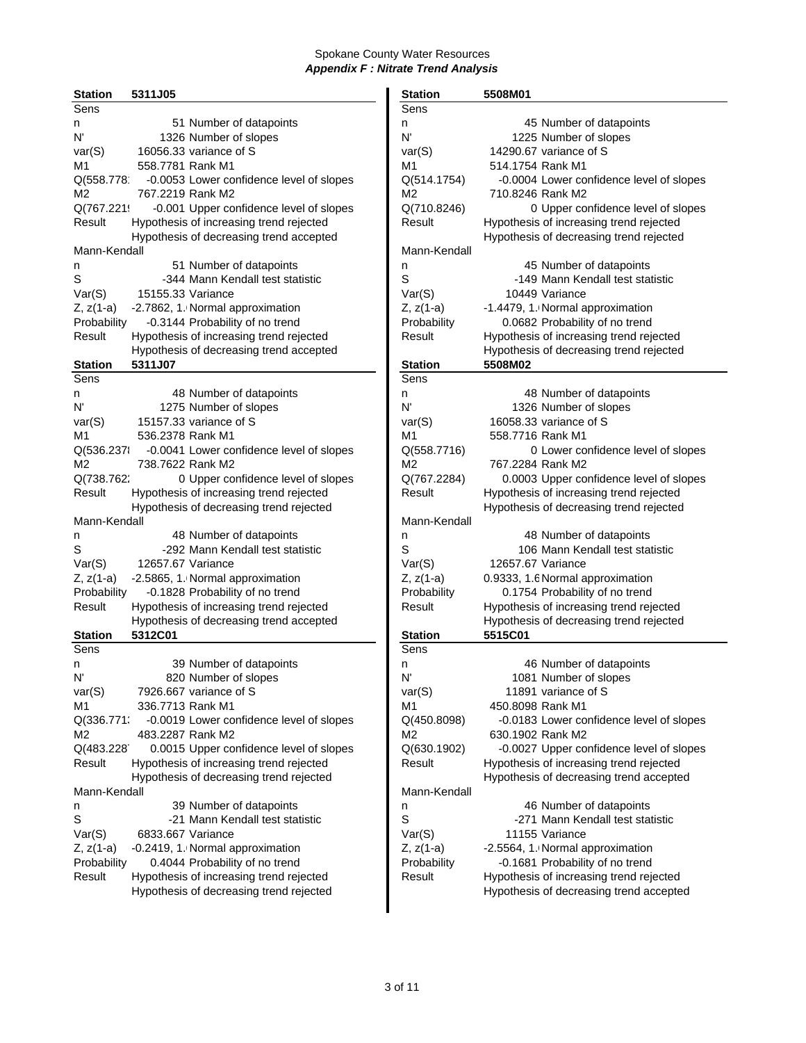## Station 5311J05

**Sens**

| | | |
|---|---|---|
| n | 51 | Number of datapoints |
| N' | 1326 | Number of slopes |
| var(S) | 16056.33 | variance of S |
| M1 | 558.7781 | Rank M1 |
| Q(558.778 | -0.0053 | Lower confidence level of slopes |
| M2 | 767.2219 | Rank M2 |
| Q(767.221 | -0.001 | Upper confidence level of slopes |
| Result | Hypothesis of increasing trend rejected | |
| | Hypothesis of decreasing trend accepted | |

**Mann-Kendall**

| | | |
|---|---|---|
| n | 51 | Number of datapoints |
| S | -344 | Mann Kendall test statistic |
| Var(S) | 15155.33 | Variance |
| Z, z(1-a) | -2.7862, 1. | Normal approximation |
| Probability | -0.3144 | Probability of no trend |
| Result | Hypothesis of increasing trend rejected | |
| | Hypothesis of decreasing trend accepted | |

## Station 5311J07

**Sens**

| | | |
|---|---|---|
| n | 48 | Number of datapoints |
| N' | 1275 | Number of slopes |
| var(S) | 15157.33 | variance of S |
| M1 | 536.2378 | Rank M1 |
| Q(536.237 | -0.0041 | Lower confidence level of slopes |
| M2 | 738.7622 | Rank M2 |
| Q(738.762 | 0 | Upper confidence level of slopes |
| Result | Hypothesis of increasing trend rejected | |
| | Hypothesis of decreasing trend rejected | |

**Mann-Kendall**

| | | |
|---|---|---|
| n | 48 | Number of datapoints |
| S | -292 | Mann Kendall test statistic |
| Var(S) | 12657.67 | Variance |
| Z, z(1-a) | -2.5865, 1. | Normal approximation |
| Probability | -0.1828 | Probability of no trend |
| Result | Hypothesis of increasing trend rejected | |
| | Hypothesis of decreasing trend accepted | |

## Station 5312C01

**Sens**

| | | |
|---|---|---|
| n | 39 | Number of datapoints |
| N' | 820 | Number of slopes |
| var(S) | 7926.667 | variance of S |
| M1 | 336.7713 | Rank M1 |
| Q(336.771 | -0.0019 | Lower confidence level of slopes |
| M2 | 483.2287 | Rank M2 |
| Q(483.228 | 0.0015 | Upper confidence level of slopes |
| Result | Hypothesis of increasing trend rejected | |
| | Hypothesis of decreasing trend rejected | |

**Mann-Kendall**

| | | |
|---|---|---|
| n | 39 | Number of datapoints |
| S | -21 | Mann Kendall test statistic |
| Var(S) | 6833.667 | Variance |
| Z, z(1-a) | -0.2419, 1. | Normal approximation |
| Probability | 0.4044 | Probability of no trend |
| Result | Hypothesis of increasing trend rejected | |
| | Hypothesis of decreasing trend rejected | |

## Station 5508M01

**Sens**

| | | |
|---|---|---|
| n | 45 | Number of datapoints |
| N' | 1225 | Number of slopes |
| var(S) | 14290.67 | variance of S |
| M1 | 514.1754 | Rank M1 |
| Q(514.1754) | -0.0004 | Lower confidence level of slopes |
| M2 | 710.8246 | Rank M2 |
| Q(710.8246) | 0 | Upper confidence level of slopes |
| Result | Hypothesis of increasing trend rejected | |
| | Hypothesis of decreasing trend rejected | |

**Mann-Kendall**

| | | |
|---|---|---|
| n | 45 | Number of datapoints |
| S | -149 | Mann Kendall test statistic |
| Var(S) | 10449 | Variance |
| Z, z(1-a) | -1.4479, 1. | Normal approximation |
| Probability | 0.0682 | Probability of no trend |
| Result | Hypothesis of increasing trend rejected | |
| | Hypothesis of decreasing trend rejected | |

## Station 5508M02

**Sens**

| | | |
|---|---|---|
| n | 48 | Number of datapoints |
| N' | 1326 | Number of slopes |
| var(S) | 16058.33 | variance of S |
| M1 | 558.7716 | Rank M1 |
| Q(558.7716) | 0 | Lower confidence level of slopes |
| M2 | 767.2284 | Rank M2 |
| Q(767.2284) | 0.0003 | Upper confidence level of slopes |
| Result | Hypothesis of increasing trend rejected | |
| | Hypothesis of decreasing trend rejected | |

**Mann-Kendall**

| | | |
|---|---|---|
| n | 48 | Number of datapoints |
| S | 106 | Mann Kendall test statistic |
| Var(S) | 12657.67 | Variance |
| Z, z(1-a) | 0.9333, 1.6 | Normal approximation |
| Probability | 0.1754 | Probability of no trend |
| Result | Hypothesis of increasing trend rejected | |
| | Hypothesis of decreasing trend rejected | |

## Station 5515C01

**Sens**

| | | |
|---|---|---|
| n | 46 | Number of datapoints |
| N' | 1081 | Number of slopes |
| var(S) | 11891 | variance of S |
| M1 | 450.8098 | Rank M1 |
| Q(450.8098) | -0.0183 | Lower confidence level of slopes |
| M2 | 630.1902 | Rank M2 |
| Q(630.1902) | -0.0027 | Upper confidence level of slopes |
| Result | Hypothesis of increasing trend rejected | |
| | Hypothesis of decreasing trend accepted | |

**Mann-Kendall**

| | | |
|---|---|---|
| n | 46 | Number of datapoints |
| S | -271 | Mann Kendall test statistic |
| Var(S) | 11155 | Variance |
| Z, z(1-a) | -2.5564, 1. | Normal approximation |
| Probability | -0.1681 | Probability of no trend |
| Result | Hypothesis of increasing trend rejected | |
| | Hypothesis of decreasing trend accepted | |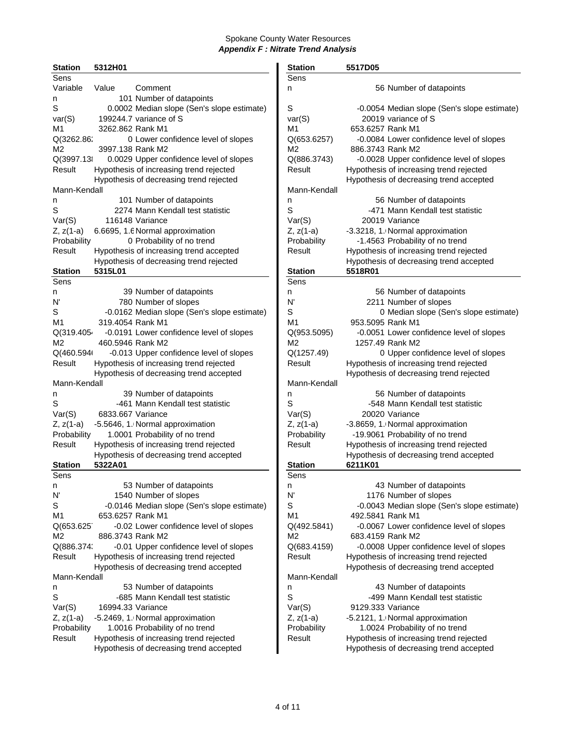## Spokane County Water Resources

### *Appendix F : Nitrate Trend Analysis*

**Station 5312H01**

| Sens | | |
|---|---|---|
| Variable | Value | Comment |
| n | 101 | Number of datapoints |
| S | 0.0002 | Median slope (Sen's slope estimate) |
| var(S) | 199244.7 | variance of S |
| M1 | 3262.862 | Rank M1 |
| Q(3262.86 | 0 | Lower confidence level of slopes |
| M2 | 3997.138 | Rank M2 |
| Q(3997.13 | 0.0029 | Upper confidence level of slopes |
| Result | Hypothesis of increasing trend rejected | |
| | Hypothesis of decreasing trend rejected | |
| **Mann-Kendall** | | |
| n | 101 | Number of datapoints |
| S | 2274 | Mann Kendall test statistic |
| Var(S) | 116148 | Variance |
| Z, z(1-a) | 6.6695, 1.6 | Normal approximation |
| Probability | 0 | Probability of no trend |
| Result | Hypothesis of increasing trend accepted | |
| | Hypothesis of decreasing trend rejected | |

**Station 5315L01**

| Sens | | |
|---|---|---|
| n | 39 | Number of datapoints |
| N' | 780 | Number of slopes |
| S | -0.0162 | Median slope (Sen's slope estimate) |
| M1 | 319.4054 | Rank M1 |
| Q(319.405 | -0.0191 | Lower confidence level of slopes |
| M2 | 460.5946 | Rank M2 |
| Q(460.594 | -0.013 | Upper confidence level of slopes |
| Result | Hypothesis of increasing trend rejected | |
| | Hypothesis of decreasing trend accepted | |
| **Mann-Kendall** | | |
| n | 39 | Number of datapoints |
| S | -461 | Mann Kendall test statistic |
| Var(S) | 6833.667 | Variance |
| Z, z(1-a) | -5.5646, 1. | Normal approximation |
| Probability | 1.0001 | Probability of no trend |
| Result | Hypothesis of increasing trend rejected | |
| | Hypothesis of decreasing trend accepted | |

**Station 5322A01**

| Sens | | |
|---|---|---|
| n | 53 | Number of datapoints |
| N' | 1540 | Number of slopes |
| S | -0.0146 | Median slope (Sen's slope estimate) |
| M1 | 653.6257 | Rank M1 |
| Q(653.625 | -0.02 | Lower confidence level of slopes |
| M2 | 886.3743 | Rank M2 |
| Q(886.374 | -0.01 | Upper confidence level of slopes |
| Result | Hypothesis of increasing trend rejected | |
| | Hypothesis of decreasing trend accepted | |
| **Mann-Kendall** | | |
| n | 53 | Number of datapoints |
| S | -685 | Mann Kendall test statistic |
| Var(S) | 16994.33 | Variance |
| Z, z(1-a) | -5.2469, 1. | Normal approximation |
| Probability | 1.0016 | Probability of no trend |
| Result | Hypothesis of increasing trend rejected | |
| | Hypothesis of decreasing trend accepted | |

**Station 5517D05**

| Sens | | |
|---|---|---|
| n | 56 | Number of datapoints |
| S | -0.0054 | Median slope (Sen's slope estimate) |
| var(S) | 20019 | variance of S |
| M1 | 653.6257 | Rank M1 |
| Q(653.6257) | -0.0084 | Lower confidence level of slopes |
| M2 | 886.3743 | Rank M2 |
| Q(886.3743) | -0.0028 | Upper confidence level of slopes |
| Result | Hypothesis of increasing trend rejected | |
| | Hypothesis of decreasing trend accepted | |
| **Mann-Kendall** | | |
| n | 56 | Number of datapoints |
| S | -471 | Mann Kendall test statistic |
| Var(S) | 20019 | Variance |
| Z, z(1-a) | -3.3218, 1. | Normal approximation |
| Probability | -1.4563 | Probability of no trend |
| Result | Hypothesis of increasing trend rejected | |
| | Hypothesis of decreasing trend accepted | |

**Station 5518R01**

| Sens | | |
|---|---|---|
| n | 56 | Number of datapoints |
| N' | 2211 | Number of slopes |
| S | 0 | Median slope (Sen's slope estimate) |
| M1 | 953.5095 | Rank M1 |
| Q(953.5095) | -0.0051 | Lower confidence level of slopes |
| M2 | 1257.49 | Rank M2 |
| Q(1257.49) | 0 | Upper confidence level of slopes |
| Result | Hypothesis of increasing trend rejected | |
| | Hypothesis of decreasing trend rejected | |
| **Mann-Kendall** | | |
| n | 56 | Number of datapoints |
| S | -548 | Mann Kendall test statistic |
| Var(S) | 20020 | Variance |
| Z, z(1-a) | -3.8659, 1. | Normal approximation |
| Probability | -19.9061 | Probability of no trend |
| Result | Hypothesis of increasing trend rejected | |
| | Hypothesis of decreasing trend accepted | |

**Station 6211K01**

| Sens | | |
|---|---|---|
| n | 43 | Number of datapoints |
| N' | 1176 | Number of slopes |
| S | -0.0043 | Median slope (Sen's slope estimate) |
| M1 | 492.5841 | Rank M1 |
| Q(492.5841) | -0.0067 | Lower confidence level of slopes |
| M2 | 683.4159 | Rank M2 |
| Q(683.4159) | -0.0008 | Upper confidence level of slopes |
| Result | Hypothesis of increasing trend rejected | |
| | Hypothesis of decreasing trend accepted | |
| **Mann-Kendall** | | |
| n | 43 | Number of datapoints |
| S | -499 | Mann Kendall test statistic |
| Var(S) | 9129.333 | Variance |
| Z, z(1-a) | -5.2121, 1. | Normal approximation |
| Probability | 1.0024 | Probability of no trend |
| Result | Hypothesis of increasing trend rejected | |
| | Hypothesis of decreasing trend accepted | |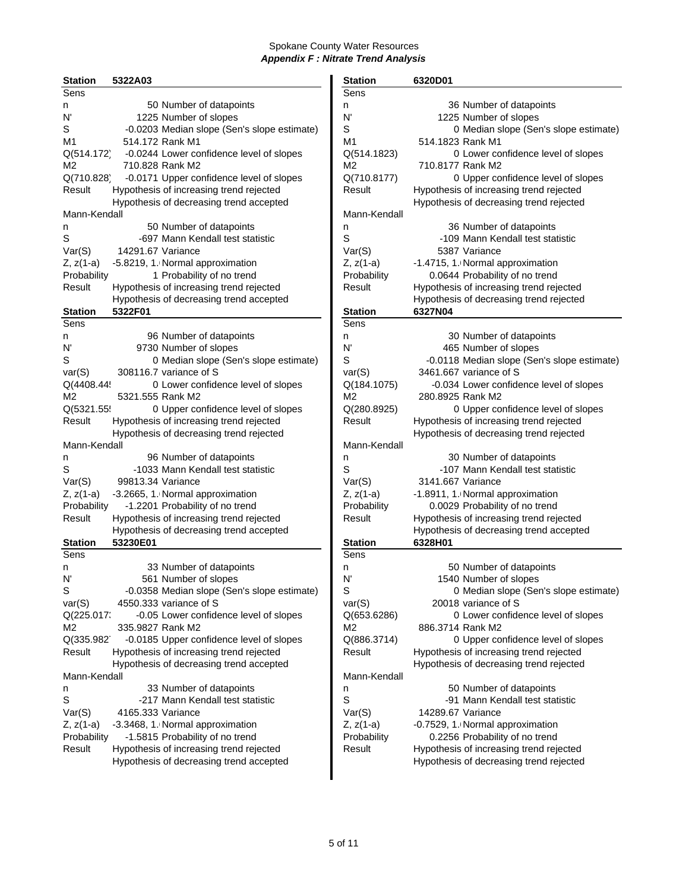Spokane County Water Resources

***Appendix F : Nitrate Trend Analysis***

**Station 5322A03**

| Sens | | |
|---|---|---|
| n | 50 | Number of datapoints |
| N' | 1225 | Number of slopes |
| S | -0.0203 | Median slope (Sen's slope estimate) |
| M1 | 514.172 | Rank M1 |
| Q(514.172) | -0.0244 | Lower confidence level of slopes |
| M2 | 710.828 | Rank M2 |
| Q(710.828) | -0.0171 | Upper confidence level of slopes |
| Result | Hypothesis of increasing trend rejected | |
| | Hypothesis of decreasing trend accepted | |
| **Mann-Kendall** | | |
| n | 50 | Number of datapoints |
| S | -697 | Mann Kendall test statistic |
| Var(S) | 14291.67 | Variance |
| Z, z(1-a) | -5.8219, 1. | Normal approximation |
| Probability | 1 | Probability of no trend |
| Result | Hypothesis of increasing trend rejected | |
| | Hypothesis of decreasing trend accepted | |

**Station 5322F01**

| Sens | | |
|---|---|---|
| n | 96 | Number of datapoints |
| N' | 9730 | Number of slopes |
| S | 0 | Median slope (Sen's slope estimate) |
| var(S) | 308116.7 | variance of S |
| Q(4408.44 | 0 | Lower confidence level of slopes |
| M2 | 5321.555 | Rank M2 |
| Q(5321.55 | 0 | Upper confidence level of slopes |
| Result | Hypothesis of increasing trend rejected | |
| | Hypothesis of decreasing trend rejected | |
| **Mann-Kendall** | | |
| n | 96 | Number of datapoints |
| S | -1033 | Mann Kendall test statistic |
| Var(S) | 99813.34 | Variance |
| Z, z(1-a) | -3.2665, 1. | Normal approximation |
| Probability | -1.2201 | Probability of no trend |
| Result | Hypothesis of increasing trend rejected | |
| | Hypothesis of decreasing trend accepted | |

**Station 53230E01**

| Sens | | |
|---|---|---|
| n | 33 | Number of datapoints |
| N' | 561 | Number of slopes |
| S | -0.0358 | Median slope (Sen's slope estimate) |
| var(S) | 4550.333 | variance of S |
| Q(225.017 | -0.05 | Lower confidence level of slopes |
| M2 | 335.9827 | Rank M2 |
| Q(335.982 | -0.0185 | Upper confidence level of slopes |
| Result | Hypothesis of increasing trend rejected | |
| | Hypothesis of decreasing trend accepted | |
| **Mann-Kendall** | | |
| n | 33 | Number of datapoints |
| S | -217 | Mann Kendall test statistic |
| Var(S) | 4165.333 | Variance |
| Z, z(1-a) | -3.3468, 1. | Normal approximation |
| Probability | -1.5815 | Probability of no trend |
| Result | Hypothesis of increasing trend rejected | |
| | Hypothesis of decreasing trend accepted | |

**Station 6320D01**

| Sens | | |
|---|---|---|
| n | 36 | Number of datapoints |
| N' | 1225 | Number of slopes |
| S | 0 | Median slope (Sen's slope estimate) |
| M1 | 514.1823 | Rank M1 |
| Q(514.1823) | 0 | Lower confidence level of slopes |
| M2 | 710.8177 | Rank M2 |
| Q(710.8177) | 0 | Upper confidence level of slopes |
| Result | Hypothesis of increasing trend rejected | |
| | Hypothesis of decreasing trend rejected | |
| **Mann-Kendall** | | |
| n | 36 | Number of datapoints |
| S | -109 | Mann Kendall test statistic |
| Var(S) | 5387 | Variance |
| Z, z(1-a) | -1.4715, 1. | Normal approximation |
| Probability | 0.0644 | Probability of no trend |
| Result | Hypothesis of increasing trend rejected | |
| | Hypothesis of decreasing trend rejected | |

**Station 6327N04**

| Sens | | |
|---|---|---|
| n | 30 | Number of datapoints |
| N' | 465 | Number of slopes |
| S | -0.0118 | Median slope (Sen's slope estimate) |
| var(S) | 3461.667 | variance of S |
| Q(184.1075) | -0.034 | Lower confidence level of slopes |
| M2 | 280.8925 | Rank M2 |
| Q(280.8925) | 0 | Upper confidence level of slopes |
| Result | Hypothesis of increasing trend rejected | |
| | Hypothesis of decreasing trend rejected | |
| **Mann-Kendall** | | |
| n | 30 | Number of datapoints |
| S | -107 | Mann Kendall test statistic |
| Var(S) | 3141.667 | Variance |
| Z, z(1-a) | -1.8911, 1. | Normal approximation |
| Probability | 0.0029 | Probability of no trend |
| Result | Hypothesis of increasing trend rejected | |
| | Hypothesis of decreasing trend accepted | |

**Station 6328H01**

| Sens | | |
|---|---|---|
| n | 50 | Number of datapoints |
| N' | 1540 | Number of slopes |
| S | 0 | Median slope (Sen's slope estimate) |
| var(S) | 20018 | variance of S |
| Q(653.6286) | 0 | Lower confidence level of slopes |
| M2 | 886.3714 | Rank M2 |
| Q(886.3714) | 0 | Upper confidence level of slopes |
| Result | Hypothesis of increasing trend rejected | |
| | Hypothesis of decreasing trend rejected | |
| **Mann-Kendall** | | |
| n | 50 | Number of datapoints |
| S | -91 | Mann Kendall test statistic |
| Var(S) | 14289.67 | Variance |
| Z, z(1-a) | -0.7529, 1. | Normal approximation |
| Probability | 0.2256 | Probability of no trend |
| Result | Hypothesis of increasing trend rejected | |
| | Hypothesis of decreasing trend rejected | |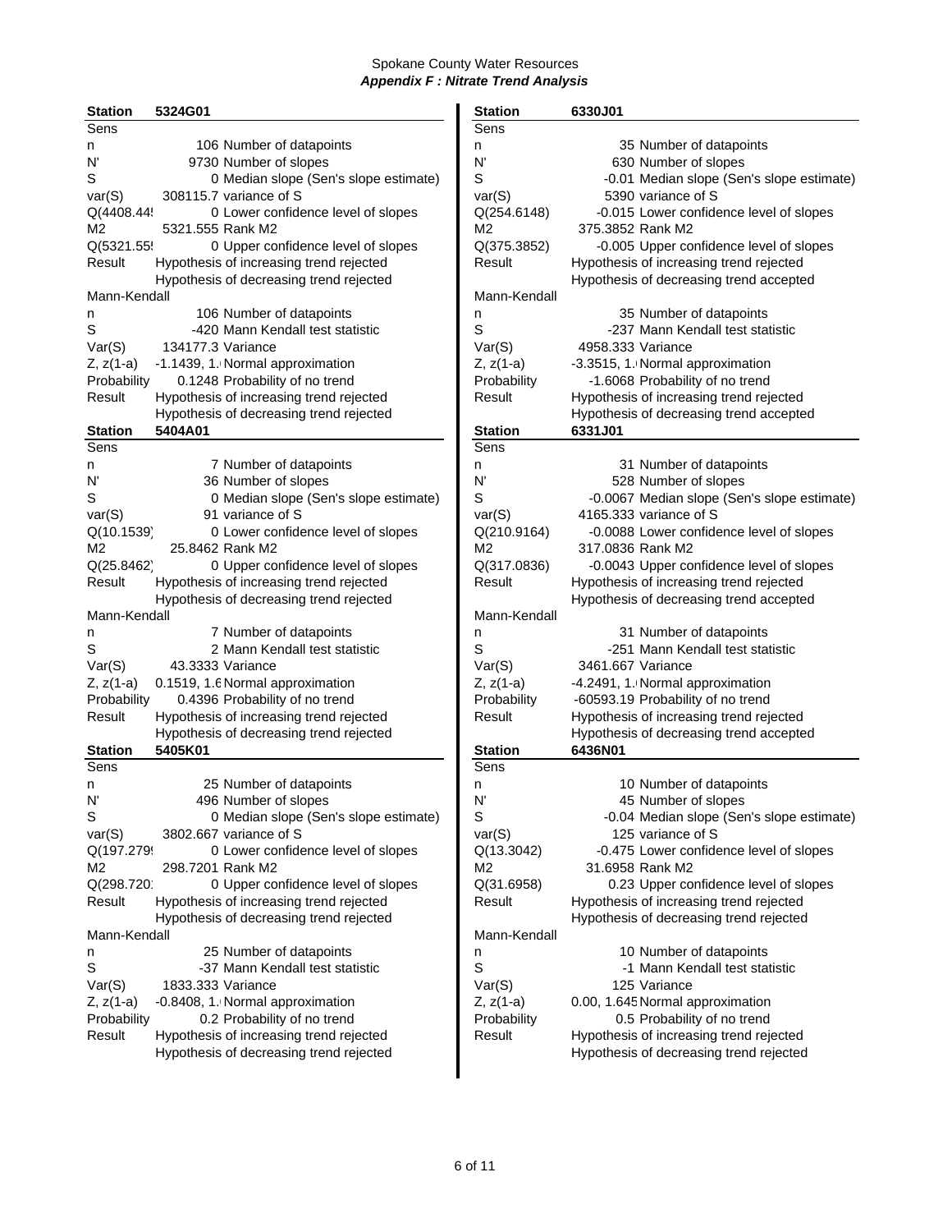Spokane County Water Resources

***Appendix F : Nitrate Trend Analysis***

| **Station** | **5324G01** | |
|---|---|---|
| Sens | | |
| n | 106 | Number of datapoints |
| N' | 9730 | Number of slopes |
| S | 0 | Median slope (Sen's slope estimate) |
| var(S) | 308115.7 | variance of S |
| Q(4408.44! | 0 | Lower confidence level of slopes |
| M2 | 5321.555 | Rank M2 |
| Q(5321.55! | 0 | Upper confidence level of slopes |
| Result | Hypothesis of increasing trend rejected | |
| | Hypothesis of decreasing trend rejected | |
| Mann-Kendall | | |
| n | 106 | Number of datapoints |
| S | -420 | Mann Kendall test statistic |
| Var(S) | 134177.3 | Variance |
| Z, z(1-a) | -1.1439, 1.( | Normal approximation |
| Probability | 0.1248 | Probability of no trend |
| Result | Hypothesis of increasing trend rejected | |
| | Hypothesis of decreasing trend rejected | |

| **Station** | **5404A01** | |
|---|---|---|
| Sens | | |
| n | 7 | Number of datapoints |
| N' | 36 | Number of slopes |
| S | 0 | Median slope (Sen's slope estimate) |
| var(S) | 91 | variance of S |
| Q(10.1539) | 0 | Lower confidence level of slopes |
| M2 | 25.8462 | Rank M2 |
| Q(25.8462) | 0 | Upper confidence level of slopes |
| Result | Hypothesis of increasing trend rejected | |
| | Hypothesis of decreasing trend rejected | |
| Mann-Kendall | | |
| n | 7 | Number of datapoints |
| S | 2 | Mann Kendall test statistic |
| Var(S) | 43.3333 | Variance |
| Z, z(1-a) | 0.1519, 1.6 | Normal approximation |
| Probability | 0.4396 | Probability of no trend |
| Result | Hypothesis of increasing trend rejected | |
| | Hypothesis of decreasing trend rejected | |

| **Station** | **5405K01** | |
|---|---|---|
| Sens | | |
| n | 25 | Number of datapoints |
| N' | 496 | Number of slopes |
| S | 0 | Median slope (Sen's slope estimate) |
| var(S) | 3802.667 | variance of S |
| Q(197.279 | 0 | Lower confidence level of slopes |
| M2 | 298.7201 | Rank M2 |
| Q(298.720 | 0 | Upper confidence level of slopes |
| Result | Hypothesis of increasing trend rejected | |
| | Hypothesis of decreasing trend rejected | |
| Mann-Kendall | | |
| n | 25 | Number of datapoints |
| S | -37 | Mann Kendall test statistic |
| Var(S) | 1833.333 | Variance |
| Z, z(1-a) | -0.8408, 1.( | Normal approximation |
| Probability | 0.2 | Probability of no trend |
| Result | Hypothesis of increasing trend rejected | |
| | Hypothesis of decreasing trend rejected | |

| **Station** | **6330J01** | |
|---|---|---|
| Sens | | |
| n | 35 | Number of datapoints |
| N' | 630 | Number of slopes |
| S | -0.01 | Median slope (Sen's slope estimate) |
| var(S) | 5390 | variance of S |
| Q(254.6148) | -0.015 | Lower confidence level of slopes |
| M2 | 375.3852 | Rank M2 |
| Q(375.3852) | -0.005 | Upper confidence level of slopes |
| Result | Hypothesis of increasing trend rejected | |
| | Hypothesis of decreasing trend accepted | |
| Mann-Kendall | | |
| n | 35 | Number of datapoints |
| S | -237 | Mann Kendall test statistic |
| Var(S) | 4958.333 | Variance |
| Z, z(1-a) | -3.3515, 1.( | Normal approximation |
| Probability | -1.6068 | Probability of no trend |
| Result | Hypothesis of increasing trend rejected | |
| | Hypothesis of decreasing trend accepted | |

| **Station** | **6331J01** | |
|---|---|---|
| Sens | | |
| n | 31 | Number of datapoints |
| N' | 528 | Number of slopes |
| S | -0.0067 | Median slope (Sen's slope estimate) |
| var(S) | 4165.333 | variance of S |
| Q(210.9164) | -0.0088 | Lower confidence level of slopes |
| M2 | 317.0836 | Rank M2 |
| Q(317.0836) | -0.0043 | Upper confidence level of slopes |
| Result | Hypothesis of increasing trend rejected | |
| | Hypothesis of decreasing trend accepted | |
| Mann-Kendall | | |
| n | 31 | Number of datapoints |
| S | -251 | Mann Kendall test statistic |
| Var(S) | 3461.667 | Variance |
| Z, z(1-a) | -4.2491, 1.( | Normal approximation |
| Probability | -60593.19 | Probability of no trend |
| Result | Hypothesis of increasing trend rejected | |
| | Hypothesis of decreasing trend accepted | |

| **Station** | **6436N01** | |
|---|---|---|
| Sens | | |
| n | 10 | Number of datapoints |
| N' | 45 | Number of slopes |
| S | -0.04 | Median slope (Sen's slope estimate) |
| var(S) | 125 | variance of S |
| Q(13.3042) | -0.475 | Lower confidence level of slopes |
| M2 | 31.6958 | Rank M2 |
| Q(31.6958) | 0.23 | Upper confidence level of slopes |
| Result | Hypothesis of increasing trend rejected | |
| | Hypothesis of decreasing trend rejected | |
| Mann-Kendall | | |
| n | 10 | Number of datapoints |
| S | -1 | Mann Kendall test statistic |
| Var(S) | 125 | Variance |
| Z, z(1-a) | 0.00, 1.645 | Normal approximation |
| Probability | 0.5 | Probability of no trend |
| Result | Hypothesis of increasing trend rejected | |
| | Hypothesis of decreasing trend rejected | |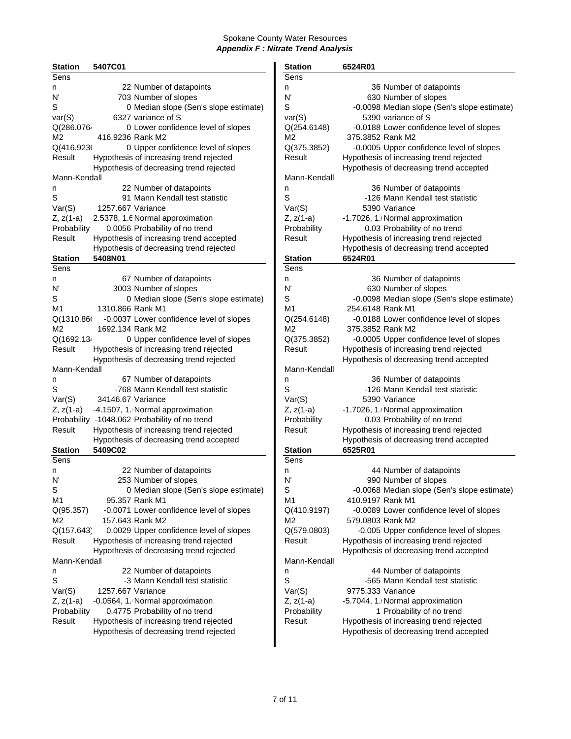Spokane County Water Resources

***Appendix F : Nitrate Trend Analysis***

**Station 5407C01**

| Sens | | |
|---|---|---|
| n | 22 | Number of datapoints |
| N' | 703 | Number of slopes |
| S | 0 | Median slope (Sen's slope estimate) |
| var(S) | 6327 | variance of S |
| Q(286.076 | 0 | Lower confidence level of slopes |
| M2 | 416.9236 | Rank M2 |
| Q(416.923 | 0 | Upper confidence level of slopes |
| Result | Hypothesis of increasing trend rejected | |
| | Hypothesis of decreasing trend rejected | |
| **Mann-Kendall** | | |
| n | 22 | Number of datapoints |
| S | 91 | Mann Kendall test statistic |
| Var(S) | 1257.667 | Variance |
| Z, z(1-a) | 2.5378, 1.6 | Normal approximation |
| Probability | 0.0056 | Probability of no trend |
| Result | Hypothesis of increasing trend accepted | |
| | Hypothesis of decreasing trend rejected | |

**Station 5408N01**

| Sens | | |
|---|---|---|
| n | 67 | Number of datapoints |
| N' | 3003 | Number of slopes |
| S | 0 | Median slope (Sen's slope estimate) |
| M1 | 1310.866 | Rank M1 |
| Q(1310.86 | -0.0037 | Lower confidence level of slopes |
| M2 | 1692.134 | Rank M2 |
| Q(1692.13 | 0 | Upper confidence level of slopes |
| Result | Hypothesis of increasing trend rejected | |
| | Hypothesis of decreasing trend rejected | |
| **Mann-Kendall** | | |
| n | 67 | Number of datapoints |
| S | -768 | Mann Kendall test statistic |
| Var(S) | 34146.67 | Variance |
| Z, z(1-a) | -4.1507, 1. | Normal approximation |
| Probability | -1048.062 | Probability of no trend |
| Result | Hypothesis of increasing trend rejected | |
| | Hypothesis of decreasing trend accepted | |

**Station 5409C02**

| Sens | | |
|---|---|---|
| n | 22 | Number of datapoints |
| N' | 253 | Number of slopes |
| S | 0 | Median slope (Sen's slope estimate) |
| M1 | 95.357 | Rank M1 |
| Q(95.357) | -0.0071 | Lower confidence level of slopes |
| M2 | 157.643 | Rank M2 |
| Q(157.643) | 0.0029 | Upper confidence level of slopes |
| Result | Hypothesis of increasing trend rejected | |
| | Hypothesis of decreasing trend rejected | |
| **Mann-Kendall** | | |
| n | 22 | Number of datapoints |
| S | -3 | Mann Kendall test statistic |
| Var(S) | 1257.667 | Variance |
| Z, z(1-a) | -0.0564, 1. | Normal approximation |
| Probability | 0.4775 | Probability of no trend |
| Result | Hypothesis of increasing trend rejected | |
| | Hypothesis of decreasing trend rejected | |

**Station 6524R01**

| Sens | | |
|---|---|---|
| n | 36 | Number of datapoints |
| N' | 630 | Number of slopes |
| S | -0.0098 | Median slope (Sen's slope estimate) |
| var(S) | 5390 | variance of S |
| Q(254.6148) | -0.0188 | Lower confidence level of slopes |
| M2 | 375.3852 | Rank M2 |
| Q(375.3852) | -0.0005 | Upper confidence level of slopes |
| Result | Hypothesis of increasing trend rejected | |
| | Hypothesis of decreasing trend accepted | |
| **Mann-Kendall** | | |
| n | 36 | Number of datapoints |
| S | -126 | Mann Kendall test statistic |
| Var(S) | 5390 | Variance |
| Z, z(1-a) | -1.7026, 1. | Normal approximation |
| Probability | 0.03 | Probability of no trend |
| Result | Hypothesis of increasing trend rejected | |
| | Hypothesis of decreasing trend accepted | |

**Station 6524R01**

| Sens | | |
|---|---|---|
| n | 36 | Number of datapoints |
| N' | 630 | Number of slopes |
| S | -0.0098 | Median slope (Sen's slope estimate) |
| M1 | 254.6148 | Rank M1 |
| Q(254.6148) | -0.0188 | Lower confidence level of slopes |
| M2 | 375.3852 | Rank M2 |
| Q(375.3852) | -0.0005 | Upper confidence level of slopes |
| Result | Hypothesis of increasing trend rejected | |
| | Hypothesis of decreasing trend accepted | |
| **Mann-Kendall** | | |
| n | 36 | Number of datapoints |
| S | -126 | Mann Kendall test statistic |
| Var(S) | 5390 | Variance |
| Z, z(1-a) | -1.7026, 1. | Normal approximation |
| Probability | 0.03 | Probability of no trend |
| Result | Hypothesis of increasing trend rejected | |
| | Hypothesis of decreasing trend accepted | |

**Station 6525R01**

| Sens | | |
|---|---|---|
| n | 44 | Number of datapoints |
| N' | 990 | Number of slopes |
| S | -0.0068 | Median slope (Sen's slope estimate) |
| M1 | 410.9197 | Rank M1 |
| Q(410.9197) | -0.0089 | Lower confidence level of slopes |
| M2 | 579.0803 | Rank M2 |
| Q(579.0803) | -0.005 | Upper confidence level of slopes |
| Result | Hypothesis of increasing trend rejected | |
| | Hypothesis of decreasing trend accepted | |
| **Mann-Kendall** | | |
| n | 44 | Number of datapoints |
| S | -565 | Mann Kendall test statistic |
| Var(S) | 9775.333 | Variance |
| Z, z(1-a) | -5.7044, 1. | Normal approximation |
| Probability | 1 | Probability of no trend |
| Result | Hypothesis of increasing trend rejected | |
| | Hypothesis of decreasing trend accepted | |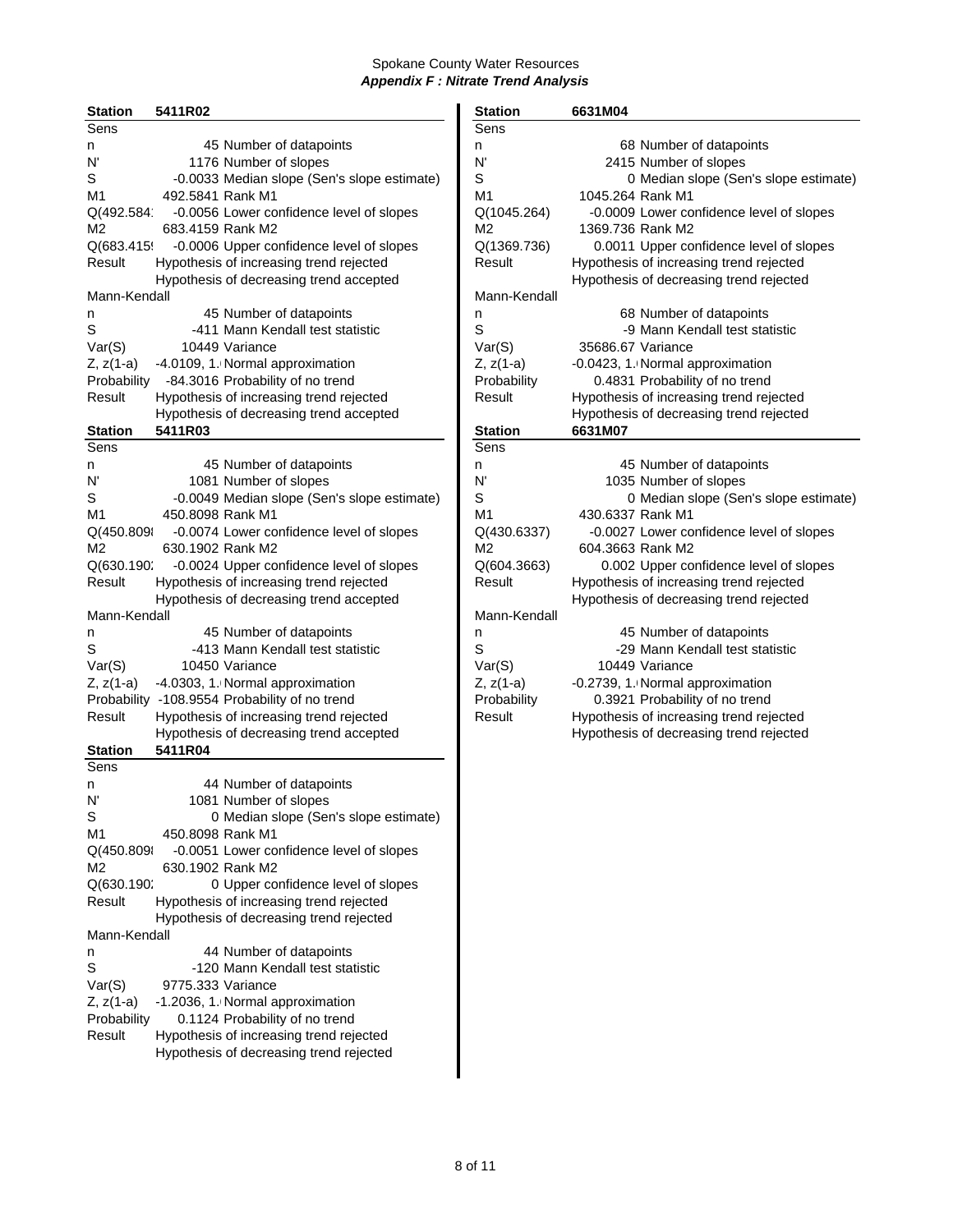Spokane County Water Resources

***Appendix F : Nitrate Trend Analysis***

**Station 5411R02**

| Sens | | |
|---|---|---|
| n | 45 | Number of datapoints |
| N' | 1176 | Number of slopes |
| S | -0.0033 | Median slope (Sen's slope estimate) |
| M1 | 492.5841 | Rank M1 |
| Q(492.584 | -0.0056 | Lower confidence level of slopes |
| M2 | 683.4159 | Rank M2 |
| Q(683.415 | -0.0006 | Upper confidence level of slopes |
| Result | Hypothesis of increasing trend rejected | |
| | Hypothesis of decreasing trend accepted | |
| **Mann-Kendall** | | |
| n | 45 | Number of datapoints |
| S | -411 | Mann Kendall test statistic |
| Var(S) | 10449 | Variance |
| Z, z(1-a) | -4.0109, 1. | Normal approximation |
| Probability | -84.3016 | Probability of no trend |
| Result | Hypothesis of increasing trend rejected | |
| | Hypothesis of decreasing trend accepted | |

**Station 5411R03**

| Sens | | |
|---|---|---|
| n | 45 | Number of datapoints |
| N' | 1081 | Number of slopes |
| S | -0.0049 | Median slope (Sen's slope estimate) |
| M1 | 450.8098 | Rank M1 |
| Q(450.809 | -0.0074 | Lower confidence level of slopes |
| M2 | 630.1902 | Rank M2 |
| Q(630.190 | -0.0024 | Upper confidence level of slopes |
| Result | Hypothesis of increasing trend rejected | |
| | Hypothesis of decreasing trend accepted | |
| **Mann-Kendall** | | |
| n | 45 | Number of datapoints |
| S | -413 | Mann Kendall test statistic |
| Var(S) | 10450 | Variance |
| Z, z(1-a) | -4.0303, 1. | Normal approximation |
| Probability | -108.9554 | Probability of no trend |
| Result | Hypothesis of increasing trend rejected | |
| | Hypothesis of decreasing trend accepted | |

**Station 5411R04**

| Sens | | |
|---|---|---|
| n | 44 | Number of datapoints |
| N' | 1081 | Number of slopes |
| S | 0 | Median slope (Sen's slope estimate) |
| M1 | 450.8098 | Rank M1 |
| Q(450.809 | -0.0051 | Lower confidence level of slopes |
| M2 | 630.1902 | Rank M2 |
| Q(630.190 | 0 | Upper confidence level of slopes |
| Result | Hypothesis of increasing trend rejected | |
| | Hypothesis of decreasing trend rejected | |
| **Mann-Kendall** | | |
| n | 44 | Number of datapoints |
| S | -120 | Mann Kendall test statistic |
| Var(S) | 9775.333 | Variance |
| Z, z(1-a) | -1.2036, 1. | Normal approximation |
| Probability | 0.1124 | Probability of no trend |
| Result | Hypothesis of increasing trend rejected | |
| | Hypothesis of decreasing trend rejected | |

**Station 6631M04**

| Sens | | |
|---|---|---|
| n | 68 | Number of datapoints |
| N' | 2415 | Number of slopes |
| S | 0 | Median slope (Sen's slope estimate) |
| M1 | 1045.264 | Rank M1 |
| Q(1045.264) | -0.0009 | Lower confidence level of slopes |
| M2 | 1369.736 | Rank M2 |
| Q(1369.736) | 0.0011 | Upper confidence level of slopes |
| Result | Hypothesis of increasing trend rejected | |
| | Hypothesis of decreasing trend rejected | |
| **Mann-Kendall** | | |
| n | 68 | Number of datapoints |
| S | -9 | Mann Kendall test statistic |
| Var(S) | 35686.67 | Variance |
| Z, z(1-a) | -0.0423, 1. | Normal approximation |
| Probability | 0.4831 | Probability of no trend |
| Result | Hypothesis of increasing trend rejected | |
| | Hypothesis of decreasing trend rejected | |

**Station 6631M07**

| Sens | | |
|---|---|---|
| n | 45 | Number of datapoints |
| N' | 1035 | Number of slopes |
| S | 0 | Median slope (Sen's slope estimate) |
| M1 | 430.6337 | Rank M1 |
| Q(430.6337) | -0.0027 | Lower confidence level of slopes |
| M2 | 604.3663 | Rank M2 |
| Q(604.3663) | 0.002 | Upper confidence level of slopes |
| Result | Hypothesis of increasing trend rejected | |
| | Hypothesis of decreasing trend rejected | |
| **Mann-Kendall** | | |
| n | 45 | Number of datapoints |
| S | -29 | Mann Kendall test statistic |
| Var(S) | 10449 | Variance |
| Z, z(1-a) | -0.2739, 1. | Normal approximation |
| Probability | 0.3921 | Probability of no trend |
| Result | Hypothesis of increasing trend rejected | |
| | Hypothesis of decreasing trend rejected | |